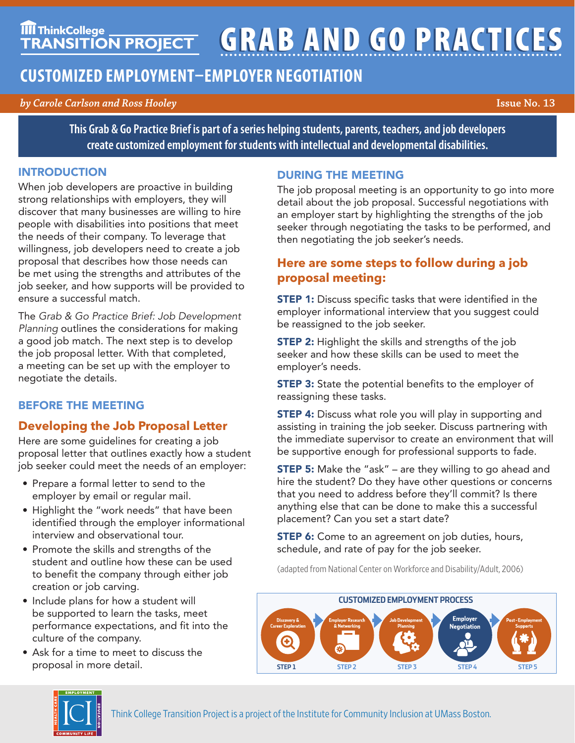ThinkCollege TRANSITION PROJECT

# GRAB AND GO PRACTICES

## CUSTOMIZED EMPLOYMENT—EMPLOYER NEGOTIATION

*by Carole Carlson and Ross Hooley*

Issue No. 13

**This Grab & Go Practice Brief is part of a series helping students, parents, teachers, and job developers create customized employment for students with intellectual and developmental disabilities.**

### INTRODUCTION

When job developers are proactive in building strong relationships with employers, they will discover that many businesses are willing to hire people with disabilities into positions that meet the needs of their company. To leverage that willingness, job developers need to create a job proposal that describes how those needs can be met using the strengths and attributes of the job seeker, and how supports will be provided to ensure a successful match.

The *Grab & Go Practice Brief: Job Development Planning* outlines the considerations for making a good job match. The next step is to develop the job proposal letter. With that completed, a meeting can be set up with the employer to negotiate the details.

### BEFORE THE MEETING

#### Developing the Job Proposal Letter

Here are some guidelines for creating a job proposal letter that outlines exactly how a student job seeker could meet the needs of an employer:

- Prepare a formal letter to send to the employer by email or regular mail.
- Highlight the "work needs" that have been identified through the employer informational interview and observational tour.
- Promote the skills and strengths of the student and outline how these can be used to benefit the company through either job creation or job carving.
- Include plans for how a student will be supported to learn the tasks, meet performance expectations, and fit into the culture of the company.
- Ask for a time to meet to discuss the proposal in more detail.

### DURING THE MEETING

The job proposal meeting is an opportunity to go into more detail about the job proposal. Successful negotiations with an employer start by highlighting the strengths of the job seeker through negotiating the tasks to be performed, and then negotiating the job seeker's needs.

#### Here are some steps to follow during a job proposal meeting:

**STEP 1:** Discuss specific tasks that were identified in the employer informational interview that you suggest could be reassigned to the job seeker.

**STEP 2:** Highlight the skills and strengths of the job seeker and how these skills can be used to meet the employer's needs.

**STEP 3:** State the potential benefits to the employer of reassigning these tasks.

**STEP 4:** Discuss what role you will play in supporting and assisting in training the job seeker. Discuss partnering with the immediate supervisor to create an environment that will be supportive enough for professional supports to fade.

**STEP 5:** Make the "ask" – are they willing to go ahead and hire the student? Do they have other questions or concerns that you need to address before they'll commit? Is there anything else that can be done to make this a successful placement? Can you set a start date?

**STEP 6:** Come to an agreement on job duties, hours, schedule, and rate of pay for the job seeker.

(adapted from National Center on Workforce and Disability/Adult, 2006)

**CUSTOMIZED EMPLOYMENT PROCESS**

STEP 1: Discovery & Career Exploration → STEP 2: Employer Research & Networking → STEP 3: Job Development Planning → STEP 4: Employer Negotiation → STEP 5: Post-Employment Supports

Think College Transition Project is a project of the Institute for Community Inclusion at UMass Boston.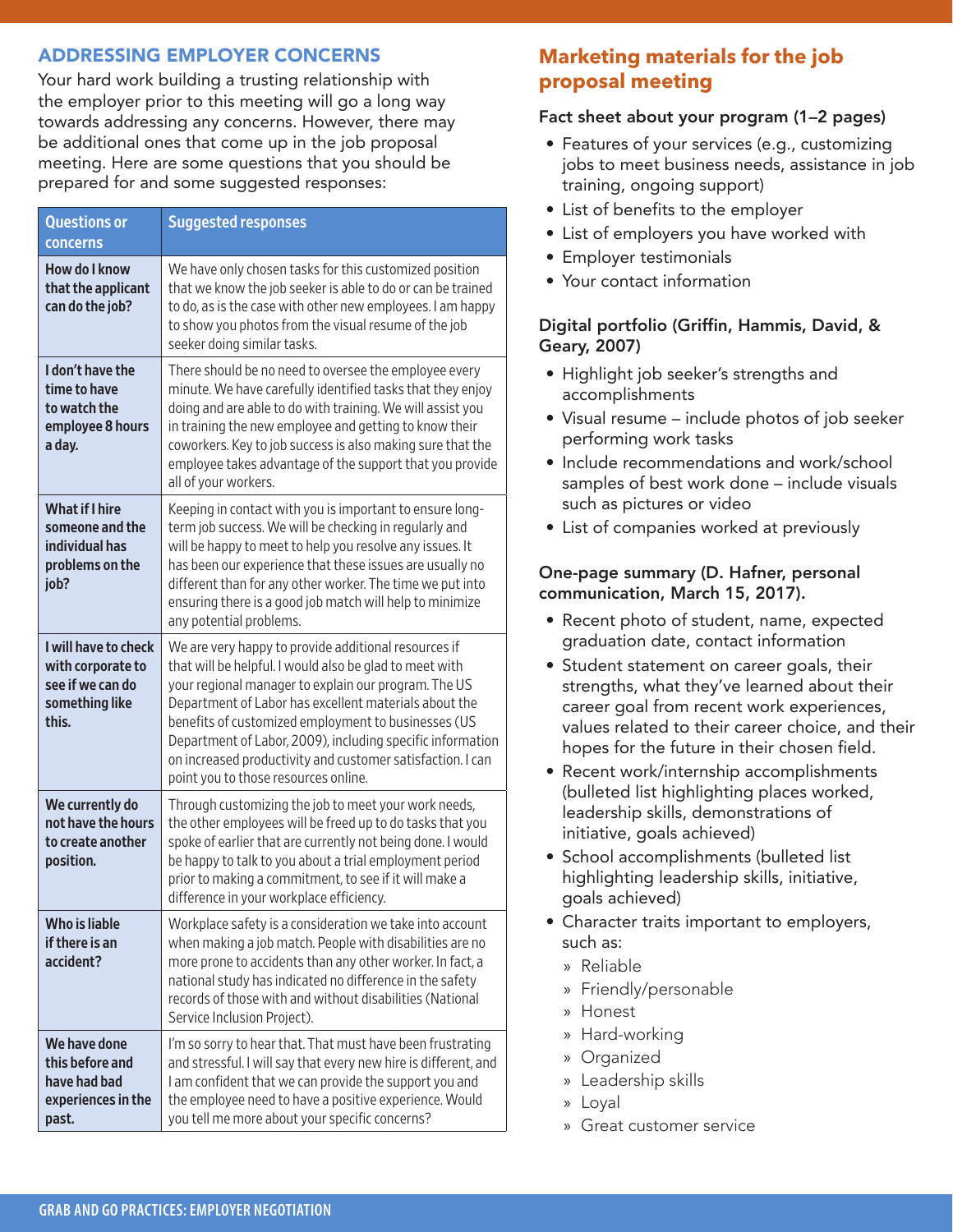## ADDRESSING EMPLOYER CONCERNS

Your hard work building a trusting relationship with the employer prior to this meeting will go a long way towards addressing any concerns. However, there may be additional ones that come up in the job proposal meeting. Here are some questions that you should be prepared for and some suggested responses:

| Questions or concerns | Suggested responses |
|---|---|
| **How do I know that the applicant can do the job?** | We have only chosen tasks for this customized position that we know the job seeker is able to do or can be trained to do, as is the case with other new employees. I am happy to show you photos from the visual resume of the job seeker doing similar tasks. |
| **I don't have the time to have to watch the employee 8 hours a day.** | There should be no need to oversee the employee every minute. We have carefully identified tasks that they enjoy doing and are able to do with training. We will assist you in training the new employee and getting to know their coworkers. Key to job success is also making sure that the employee takes advantage of the support that you provide all of your workers. |
| **What if I hire someone and the individual has problems on the job?** | Keeping in contact with you is important to ensure long-term job success. We will be checking in regularly and will be happy to meet to help you resolve any issues. It has been our experience that these issues are usually no different than for any other worker. The time we put into ensuring there is a good job match will help to minimize any potential problems. |
| **I will have to check with corporate to see if we can do something like this.** | We are very happy to provide additional resources if that will be helpful. I would also be glad to meet with your regional manager to explain our program. The US Department of Labor has excellent materials about the benefits of customized employment to businesses (US Department of Labor, 2009), including specific information on increased productivity and customer satisfaction. I can point you to those resources online. |
| **We currently do not have the hours to create another position.** | Through customizing the job to meet your work needs, the other employees will be freed up to do tasks that you spoke of earlier that are currently not being done. I would be happy to talk to you about a trial employment period prior to making a commitment, to see if it will make a difference in your workplace efficiency. |
| **Who is liable if there is an accident?** | Workplace safety is a consideration we take into account when making a job match. People with disabilities are no more prone to accidents than any other worker. In fact, a national study has indicated no difference in the safety records of those with and without disabilities (National Service Inclusion Project). |
| **We have done this before and have had bad experiences in the past.** | I'm so sorry to hear that. That must have been frustrating and stressful. I will say that every new hire is different, and I am confident that we can provide the support you and the employee need to have a positive experience. Would you tell me more about your specific concerns? |

## Marketing materials for the job proposal meeting

### Fact sheet about your program (1–2 pages)

- Features of your services (e.g., customizing jobs to meet business needs, assistance in job training, ongoing support)
- List of benefits to the employer
- List of employers you have worked with
- Employer testimonials
- Your contact information

### Digital portfolio (Griffin, Hammis, David, & Geary, 2007)

- Highlight job seeker's strengths and accomplishments
- Visual resume – include photos of job seeker performing work tasks
- Include recommendations and work/school samples of best work done – include visuals such as pictures or video
- List of companies worked at previously

### One-page summary (D. Hafner, personal communication, March 15, 2017).

- Recent photo of student, name, expected graduation date, contact information
- Student statement on career goals, their strengths, what they've learned about their career goal from recent work experiences, values related to their career choice, and their hopes for the future in their chosen field.
- Recent work/internship accomplishments (bulleted list highlighting places worked, leadership skills, demonstrations of initiative, goals achieved)
- School accomplishments (bulleted list highlighting leadership skills, initiative, goals achieved)
- Character traits important to employers, such as:
  - Reliable
  - Friendly/personable
  - Honest
  - Hard-working
  - Organized
  - Leadership skills
  - Loyal
  - Great customer service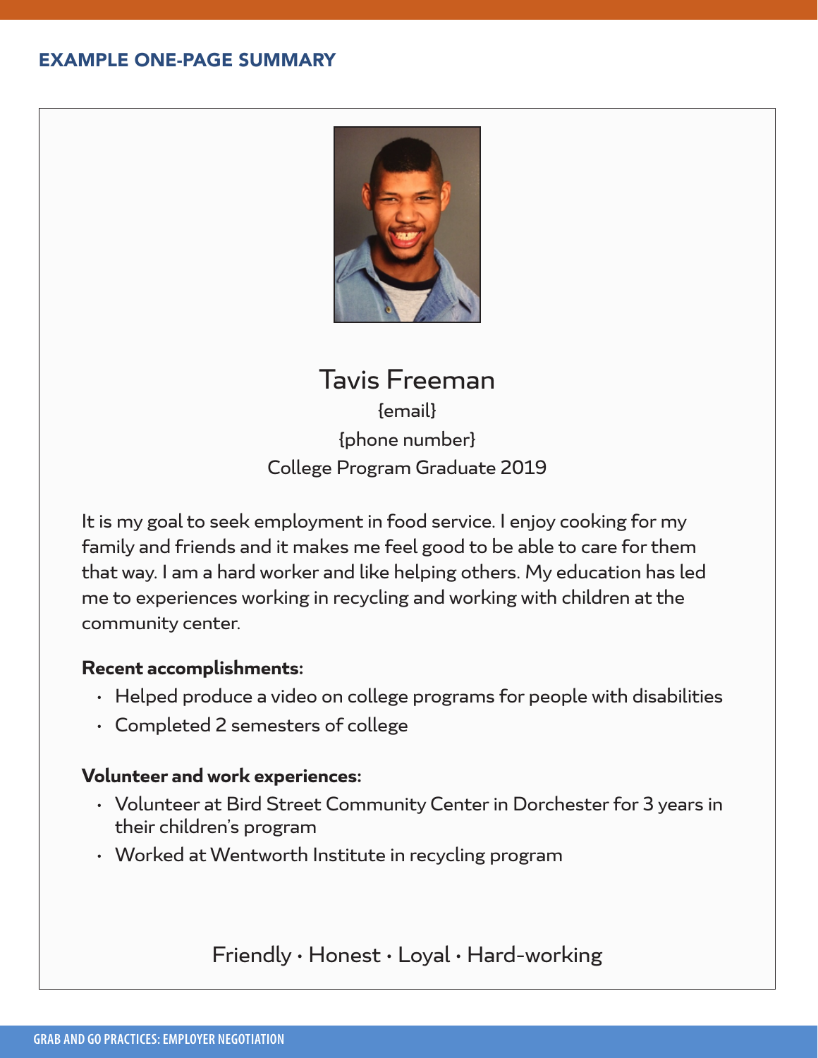## EXAMPLE ONE-PAGE SUMMARY

Tavis Freeman

{email}

{phone number}

College Program Graduate 2019

It is my goal to seek employment in food service. I enjoy cooking for my family and friends and it makes me feel good to be able to care for them that way. I am a hard worker and like helping others. My education has led me to experiences working in recycling and working with children at the community center.

**Recent accomplishments:**

- Helped produce a video on college programs for people with disabilities
- Completed 2 semesters of college

**Volunteer and work experiences:**

- Volunteer at Bird Street Community Center in Dorchester for 3 years in their children's program
- Worked at Wentworth Institute in recycling program

Friendly · Honest · Loyal · Hard-working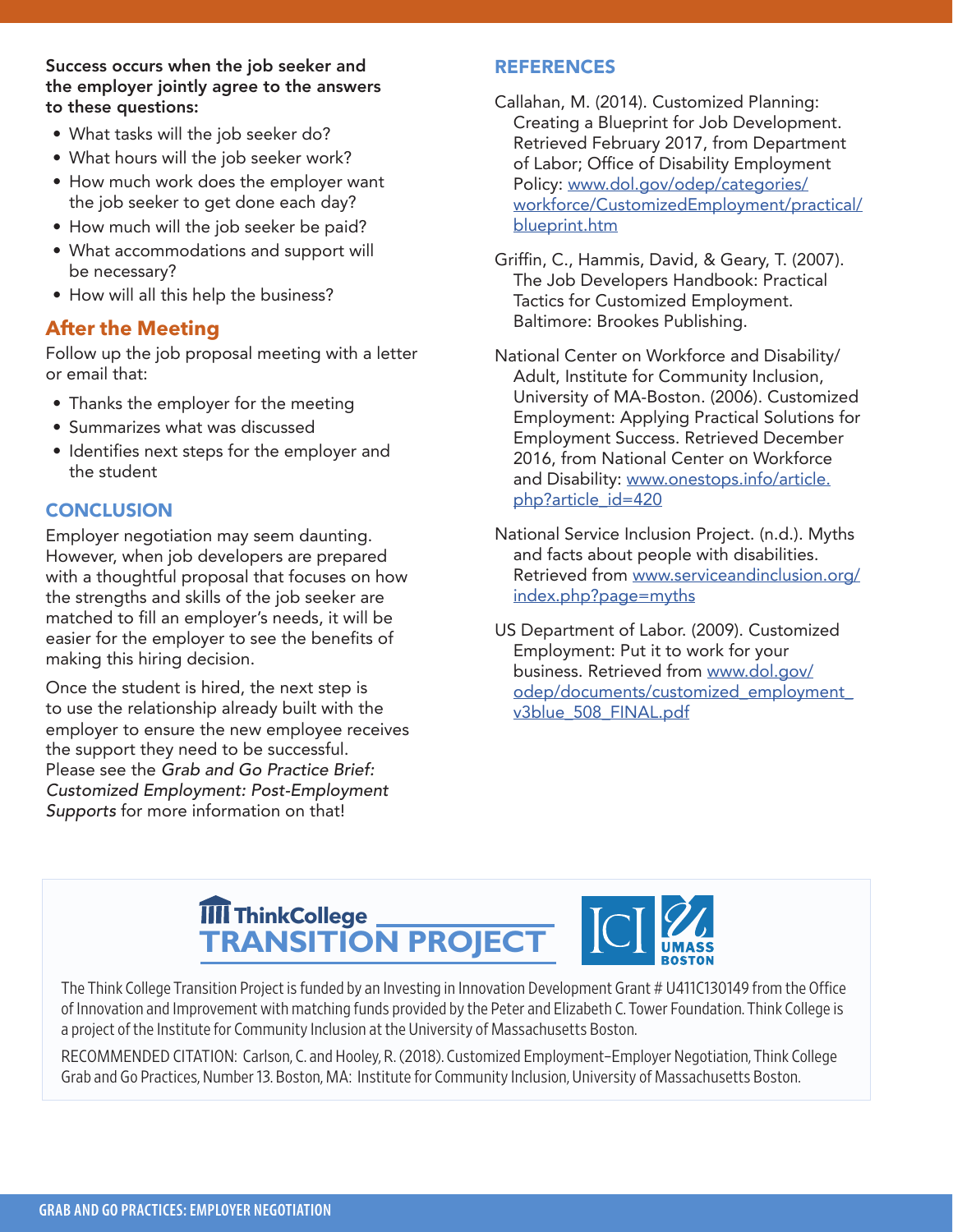**Success occurs when the job seeker and the employer jointly agree to the answers to these questions:**

- What tasks will the job seeker do?
- What hours will the job seeker work?
- How much work does the employer want the job seeker to get done each day?
- How much will the job seeker be paid?
- What accommodations and support will be necessary?
- How will all this help the business?

### After the Meeting

Follow up the job proposal meeting with a letter or email that:

- Thanks the employer for the meeting
- Summarizes what was discussed
- Identifies next steps for the employer and the student

## CONCLUSION

Employer negotiation may seem daunting. However, when job developers are prepared with a thoughtful proposal that focuses on how the strengths and skills of the job seeker are matched to fill an employer's needs, it will be easier for the employer to see the benefits of making this hiring decision.

Once the student is hired, the next step is to use the relationship already built with the employer to ensure the new employee receives the support they need to be successful. Please see the *Grab and Go Practice Brief: Customized Employment: Post-Employment Supports* for more information on that!

## REFERENCES

Callahan, M. (2014). Customized Planning: Creating a Blueprint for Job Development. Retrieved February 2017, from Department of Labor; Office of Disability Employment Policy: www.dol.gov/odep/categories/workforce/CustomizedEmployment/practical/blueprint.htm

Griffin, C., Hammis, David, & Geary, T. (2007). The Job Developers Handbook: Practical Tactics for Customized Employment. Baltimore: Brookes Publishing.

National Center on Workforce and Disability/Adult, Institute for Community Inclusion, University of MA-Boston. (2006). Customized Employment: Applying Practical Solutions for Employment Success. Retrieved December 2016, from National Center on Workforce and Disability: www.onestops.info/article.php?article_id=420

National Service Inclusion Project. (n.d.). Myths and facts about people with disabilities. Retrieved from www.serviceandinclusion.org/index.php?page=myths

US Department of Labor. (2009). Customized Employment: Put it to work for your business. Retrieved from www.dol.gov/odep/documents/customized_employment_v3blue_508_FINAL.pdf

ThinkCollege TRANSITION PROJECT

ICI UMASS BOSTON

The Think College Transition Project is funded by an Investing in Innovation Development Grant # U411C130149 from the Office of Innovation and Improvement with matching funds provided by the Peter and Elizabeth C. Tower Foundation. Think College is a project of the Institute for Community Inclusion at the University of Massachusetts Boston.

RECOMMENDED CITATION: Carlson, C. and Hooley, R. (2018). Customized Employment–Employer Negotiation, Think College Grab and Go Practices, Number 13. Boston, MA: Institute for Community Inclusion, University of Massachusetts Boston.